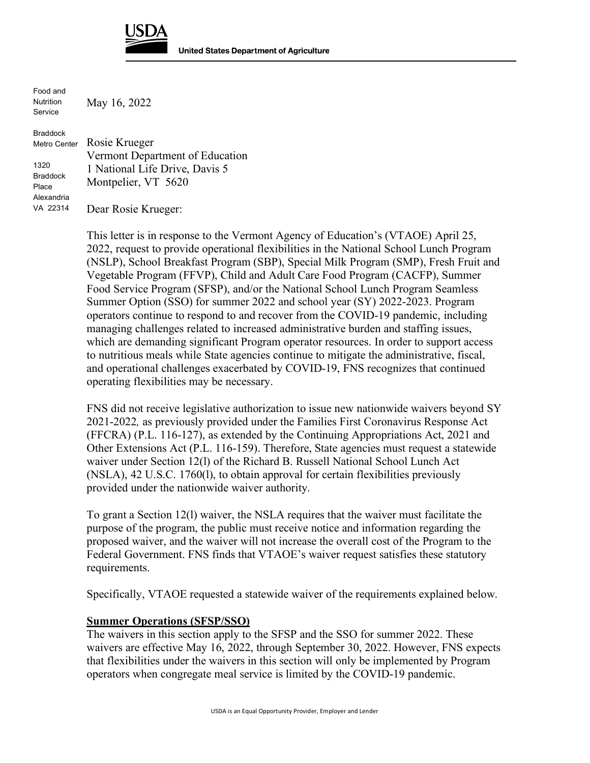**USDA**

**United States Department of Agriculture**

Food and Nutrition Service

Braddock Metro Center

1320 Braddock Place
Alexandria
VA 22314

May 16, 2022

Rosie Krueger
Vermont Department of Education
1 National Life Drive, Davis 5
Montpelier, VT 5620

Dear Rosie Krueger:

This letter is in response to the Vermont Agency of Education's (VTAOE) April 25, 2022, request to provide operational flexibilities in the National School Lunch Program (NSLP), School Breakfast Program (SBP), Special Milk Program (SMP), Fresh Fruit and Vegetable Program (FFVP), Child and Adult Care Food Program (CACFP), Summer Food Service Program (SFSP), and/or the National School Lunch Program Seamless Summer Option (SSO) for summer 2022 and school year (SY) 2022-2023. Program operators continue to respond to and recover from the COVID-19 pandemic, including managing challenges related to increased administrative burden and staffing issues, which are demanding significant Program operator resources. In order to support access to nutritious meals while State agencies continue to mitigate the administrative, fiscal, and operational challenges exacerbated by COVID-19, FNS recognizes that continued operating flexibilities may be necessary.

FNS did not receive legislative authorization to issue new nationwide waivers beyond SY 2021-2022*,* as previously provided under the Families First Coronavirus Response Act (FFCRA) (P.L. 116-127), as extended by the Continuing Appropriations Act, 2021 and Other Extensions Act (P.L. 116-159). Therefore, State agencies must request a statewide waiver under Section 12(l) of the Richard B. Russell National School Lunch Act (NSLA), 42 U.S.C. 1760(l), to obtain approval for certain flexibilities previously provided under the nationwide waiver authority.

To grant a Section 12(l) waiver, the NSLA requires that the waiver must facilitate the purpose of the program, the public must receive notice and information regarding the proposed waiver, and the waiver will not increase the overall cost of the Program to the Federal Government. FNS finds that VTAOE's waiver request satisfies these statutory requirements.

Specifically, VTAOE requested a statewide waiver of the requirements explained below.

**Summer Operations (SFSP/SSO)**

The waivers in this section apply to the SFSP and the SSO for summer 2022. These waivers are effective May 16, 2022, through September 30, 2022. However, FNS expects that flexibilities under the waivers in this section will only be implemented by Program operators when congregate meal service is limited by the COVID-19 pandemic.

USDA is an Equal Opportunity Provider, Employer and Lender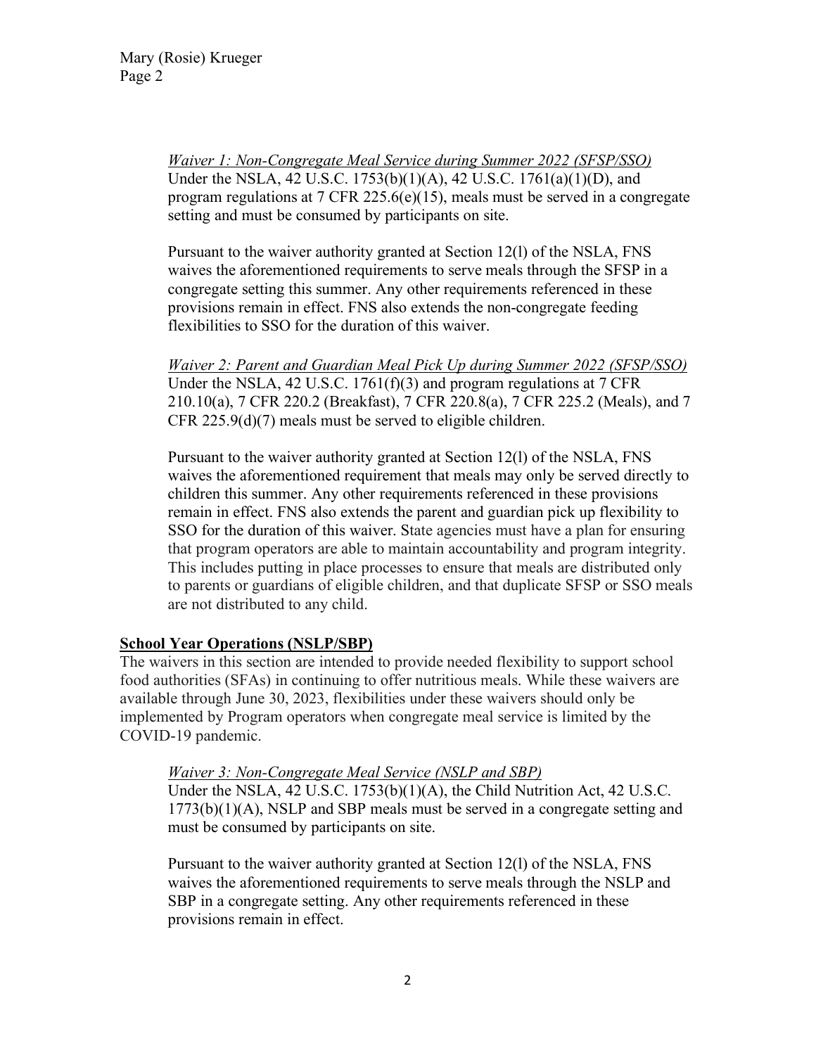*Waiver 1: Non-Congregate Meal Service during Summer 2022 (SFSP/SSO)*
Under the NSLA, 42 U.S.C. 1753(b)(1)(A), 42 U.S.C. 1761(a)(1)(D), and program regulations at 7 CFR 225.6(e)(15), meals must be served in a congregate setting and must be consumed by participants on site.

Pursuant to the waiver authority granted at Section 12(l) of the NSLA, FNS waives the aforementioned requirements to serve meals through the SFSP in a congregate setting this summer. Any other requirements referenced in these provisions remain in effect. FNS also extends the non-congregate feeding flexibilities to SSO for the duration of this waiver.

*Waiver 2: Parent and Guardian Meal Pick Up during Summer 2022 (SFSP/SSO)*
Under the NSLA, 42 U.S.C. 1761(f)(3) and program regulations at 7 CFR 210.10(a), 7 CFR 220.2 (Breakfast), 7 CFR 220.8(a), 7 CFR 225.2 (Meals), and 7 CFR 225.9(d)(7) meals must be served to eligible children.

Pursuant to the waiver authority granted at Section 12(l) of the NSLA, FNS waives the aforementioned requirement that meals may only be served directly to children this summer. Any other requirements referenced in these provisions remain in effect. FNS also extends the parent and guardian pick up flexibility to SSO for the duration of this waiver. State agencies must have a plan for ensuring that program operators are able to maintain accountability and program integrity. This includes putting in place processes to ensure that meals are distributed only to parents or guardians of eligible children, and that duplicate SFSP or SSO meals are not distributed to any child.

**School Year Operations (NSLP/SBP)**

The waivers in this section are intended to provide needed flexibility to support school food authorities (SFAs) in continuing to offer nutritious meals. While these waivers are available through June 30, 2023, flexibilities under these waivers should only be implemented by Program operators when congregate meal service is limited by the COVID-19 pandemic.

*Waiver 3: Non-Congregate Meal Service (NSLP and SBP)*
Under the NSLA, 42 U.S.C. 1753(b)(1)(A), the Child Nutrition Act, 42 U.S.C. 1773(b)(1)(A), NSLP and SBP meals must be served in a congregate setting and must be consumed by participants on site.

Pursuant to the waiver authority granted at Section 12(l) of the NSLA, FNS waives the aforementioned requirements to serve meals through the NSLP and SBP in a congregate setting. Any other requirements referenced in these provisions remain in effect.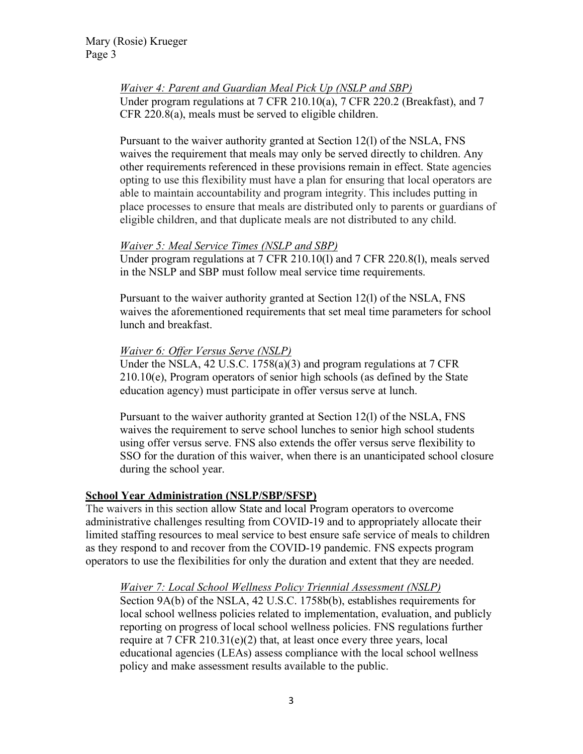*Waiver 4: Parent and Guardian Meal Pick Up (NSLP and SBP)*
Under program regulations at 7 CFR 210.10(a), 7 CFR 220.2 (Breakfast), and 7 CFR 220.8(a), meals must be served to eligible children.

Pursuant to the waiver authority granted at Section 12(l) of the NSLA, FNS waives the requirement that meals may only be served directly to children. Any other requirements referenced in these provisions remain in effect. State agencies opting to use this flexibility must have a plan for ensuring that local operators are able to maintain accountability and program integrity. This includes putting in place processes to ensure that meals are distributed only to parents or guardians of eligible children, and that duplicate meals are not distributed to any child.

*Waiver 5: Meal Service Times (NSLP and SBP)*
Under program regulations at 7 CFR 210.10(l) and 7 CFR 220.8(l), meals served in the NSLP and SBP must follow meal service time requirements.

Pursuant to the waiver authority granted at Section 12(l) of the NSLA, FNS waives the aforementioned requirements that set meal time parameters for school lunch and breakfast.

*Waiver 6: Offer Versus Serve (NSLP)*
Under the NSLA, 42 U.S.C. 1758(a)(3) and program regulations at 7 CFR 210.10(e), Program operators of senior high schools (as defined by the State education agency) must participate in offer versus serve at lunch.

Pursuant to the waiver authority granted at Section 12(l) of the NSLA, FNS waives the requirement to serve school lunches to senior high school students using offer versus serve. FNS also extends the offer versus serve flexibility to SSO for the duration of this waiver, when there is an unanticipated school closure during the school year.

**School Year Administration (NSLP/SBP/SFSP)**

The waivers in this section allow State and local Program operators to overcome administrative challenges resulting from COVID-19 and to appropriately allocate their limited staffing resources to meal service to best ensure safe service of meals to children as they respond to and recover from the COVID-19 pandemic. FNS expects program operators to use the flexibilities for only the duration and extent that they are needed.

*Waiver 7: Local School Wellness Policy Triennial Assessment (NSLP)*
Section 9A(b) of the NSLA, 42 U.S.C. 1758b(b), establishes requirements for local school wellness policies related to implementation, evaluation, and publicly reporting on progress of local school wellness policies. FNS regulations further require at 7 CFR 210.31(e)(2) that, at least once every three years, local educational agencies (LEAs) assess compliance with the local school wellness policy and make assessment results available to the public.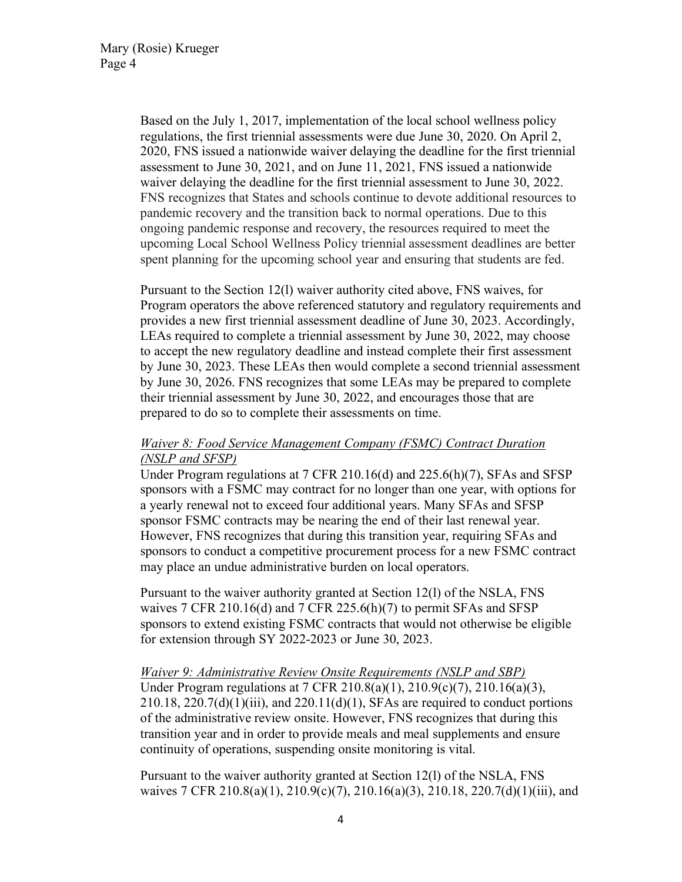Based on the July 1, 2017, implementation of the local school wellness policy regulations, the first triennial assessments were due June 30, 2020. On April 2, 2020, FNS issued a nationwide waiver delaying the deadline for the first triennial assessment to June 30, 2021, and on June 11, 2021, FNS issued a nationwide waiver delaying the deadline for the first triennial assessment to June 30, 2022. FNS recognizes that States and schools continue to devote additional resources to pandemic recovery and the transition back to normal operations. Due to this ongoing pandemic response and recovery, the resources required to meet the upcoming Local School Wellness Policy triennial assessment deadlines are better spent planning for the upcoming school year and ensuring that students are fed.

Pursuant to the Section 12(l) waiver authority cited above, FNS waives, for Program operators the above referenced statutory and regulatory requirements and provides a new first triennial assessment deadline of June 30, 2023. Accordingly, LEAs required to complete a triennial assessment by June 30, 2022, may choose to accept the new regulatory deadline and instead complete their first assessment by June 30, 2023. These LEAs then would complete a second triennial assessment by June 30, 2026. FNS recognizes that some LEAs may be prepared to complete their triennial assessment by June 30, 2022, and encourages those that are prepared to do so to complete their assessments on time.

*Waiver 8: Food Service Management Company (FSMC) Contract Duration (NSLP and SFSP)*

Under Program regulations at 7 CFR 210.16(d) and 225.6(h)(7), SFAs and SFSP sponsors with a FSMC may contract for no longer than one year, with options for a yearly renewal not to exceed four additional years. Many SFAs and SFSP sponsor FSMC contracts may be nearing the end of their last renewal year. However, FNS recognizes that during this transition year, requiring SFAs and sponsors to conduct a competitive procurement process for a new FSMC contract may place an undue administrative burden on local operators.

Pursuant to the waiver authority granted at Section 12(l) of the NSLA, FNS waives 7 CFR 210.16(d) and 7 CFR 225.6(h)(7) to permit SFAs and SFSP sponsors to extend existing FSMC contracts that would not otherwise be eligible for extension through SY 2022-2023 or June 30, 2023.

*Waiver 9: Administrative Review Onsite Requirements (NSLP and SBP)*

Under Program regulations at 7 CFR 210.8(a)(1), 210.9(c)(7), 210.16(a)(3), 210.18, 220.7(d)(1)(iii), and 220.11(d)(1), SFAs are required to conduct portions of the administrative review onsite. However, FNS recognizes that during this transition year and in order to provide meals and meal supplements and ensure continuity of operations, suspending onsite monitoring is vital.

Pursuant to the waiver authority granted at Section 12(l) of the NSLA, FNS waives 7 CFR 210.8(a)(1), 210.9(c)(7), 210.16(a)(3), 210.18, 220.7(d)(1)(iii), and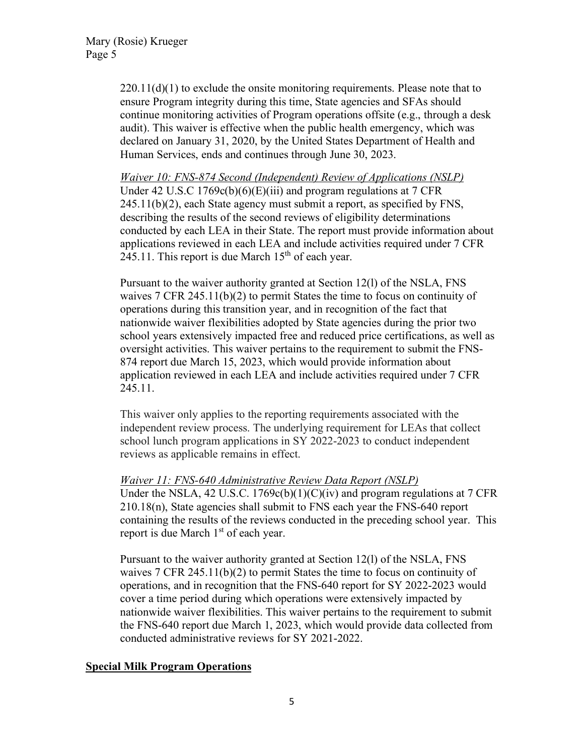220.11(d)(1) to exclude the onsite monitoring requirements. Please note that to ensure Program integrity during this time, State agencies and SFAs should continue monitoring activities of Program operations offsite (e.g., through a desk audit). This waiver is effective when the public health emergency, which was declared on January 31, 2020, by the United States Department of Health and Human Services, ends and continues through June 30, 2023.

*Waiver 10: FNS-874 Second (Independent) Review of Applications (NSLP)*
Under 42 U.S.C 1769c(b)(6)(E)(iii) and program regulations at 7 CFR 245.11(b)(2), each State agency must submit a report, as specified by FNS, describing the results of the second reviews of eligibility determinations conducted by each LEA in their State. The report must provide information about applications reviewed in each LEA and include activities required under 7 CFR 245.11. This report is due March 15th of each year.

Pursuant to the waiver authority granted at Section 12(l) of the NSLA, FNS waives 7 CFR 245.11(b)(2) to permit States the time to focus on continuity of operations during this transition year, and in recognition of the fact that nationwide waiver flexibilities adopted by State agencies during the prior two school years extensively impacted free and reduced price certifications, as well as oversight activities. This waiver pertains to the requirement to submit the FNS-874 report due March 15, 2023, which would provide information about application reviewed in each LEA and include activities required under 7 CFR 245.11.

This waiver only applies to the reporting requirements associated with the independent review process. The underlying requirement for LEAs that collect school lunch program applications in SY 2022-2023 to conduct independent reviews as applicable remains in effect.

*Waiver 11: FNS-640 Administrative Review Data Report (NSLP)*
Under the NSLA, 42 U.S.C. 1769c(b)(1)(C)(iv) and program regulations at 7 CFR 210.18(n), State agencies shall submit to FNS each year the FNS-640 report containing the results of the reviews conducted in the preceding school year. This report is due March 1st of each year.

Pursuant to the waiver authority granted at Section 12(l) of the NSLA, FNS waives 7 CFR 245.11(b)(2) to permit States the time to focus on continuity of operations, and in recognition that the FNS-640 report for SY 2022-2023 would cover a time period during which operations were extensively impacted by nationwide waiver flexibilities. This waiver pertains to the requirement to submit the FNS-640 report due March 1, 2023, which would provide data collected from conducted administrative reviews for SY 2021-2022.

**Special Milk Program Operations**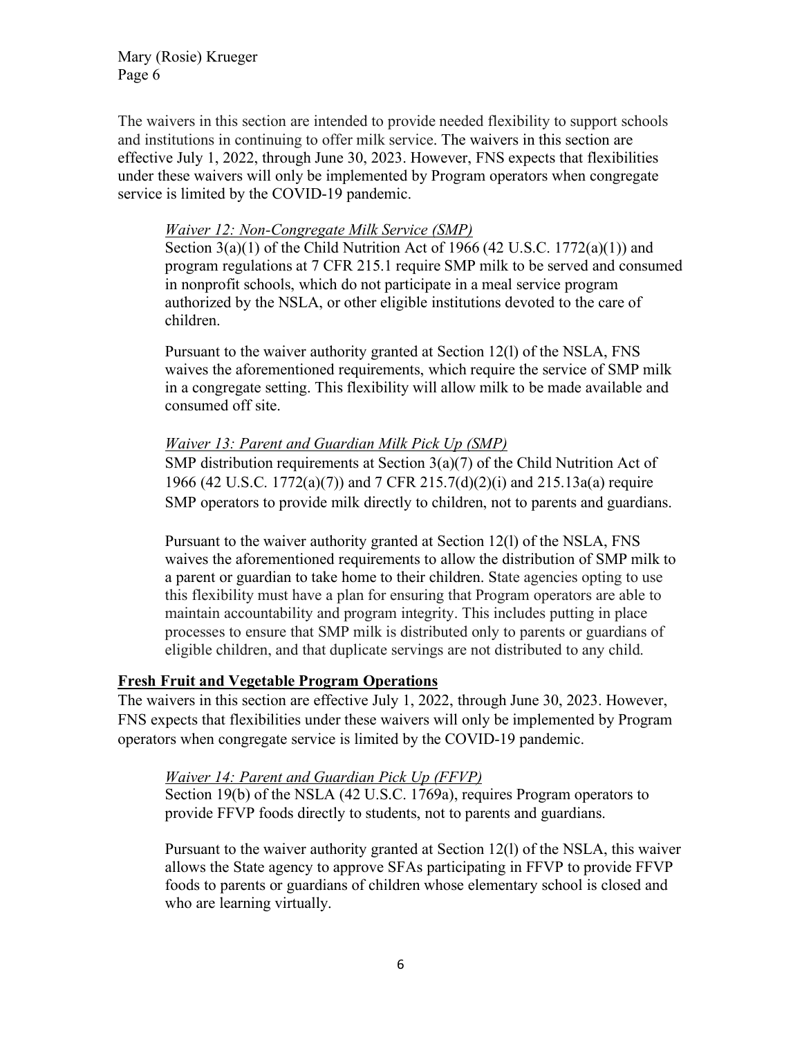The waivers in this section are intended to provide needed flexibility to support schools and institutions in continuing to offer milk service. The waivers in this section are effective July 1, 2022, through June 30, 2023. However, FNS expects that flexibilities under these waivers will only be implemented by Program operators when congregate service is limited by the COVID-19 pandemic.

*Waiver 12: Non-Congregate Milk Service (SMP)*

Section 3(a)(1) of the Child Nutrition Act of 1966 (42 U.S.C. 1772(a)(1)) and program regulations at 7 CFR 215.1 require SMP milk to be served and consumed in nonprofit schools, which do not participate in a meal service program authorized by the NSLA, or other eligible institutions devoted to the care of children.

Pursuant to the waiver authority granted at Section 12(l) of the NSLA, FNS waives the aforementioned requirements, which require the service of SMP milk in a congregate setting. This flexibility will allow milk to be made available and consumed off site.

*Waiver 13: Parent and Guardian Milk Pick Up (SMP)*

SMP distribution requirements at Section 3(a)(7) of the Child Nutrition Act of 1966 (42 U.S.C. 1772(a)(7)) and 7 CFR 215.7(d)(2)(i) and 215.13a(a) require SMP operators to provide milk directly to children, not to parents and guardians.

Pursuant to the waiver authority granted at Section 12(l) of the NSLA, FNS waives the aforementioned requirements to allow the distribution of SMP milk to a parent or guardian to take home to their children. State agencies opting to use this flexibility must have a plan for ensuring that Program operators are able to maintain accountability and program integrity. This includes putting in place processes to ensure that SMP milk is distributed only to parents or guardians of eligible children, and that duplicate servings are not distributed to any child.

## Fresh Fruit and Vegetable Program Operations

The waivers in this section are effective July 1, 2022, through June 30, 2023. However, FNS expects that flexibilities under these waivers will only be implemented by Program operators when congregate service is limited by the COVID-19 pandemic.

*Waiver 14: Parent and Guardian Pick Up (FFVP)*

Section 19(b) of the NSLA (42 U.S.C. 1769a), requires Program operators to provide FFVP foods directly to students, not to parents and guardians.

Pursuant to the waiver authority granted at Section 12(l) of the NSLA, this waiver allows the State agency to approve SFAs participating in FFVP to provide FFVP foods to parents or guardians of children whose elementary school is closed and who are learning virtually.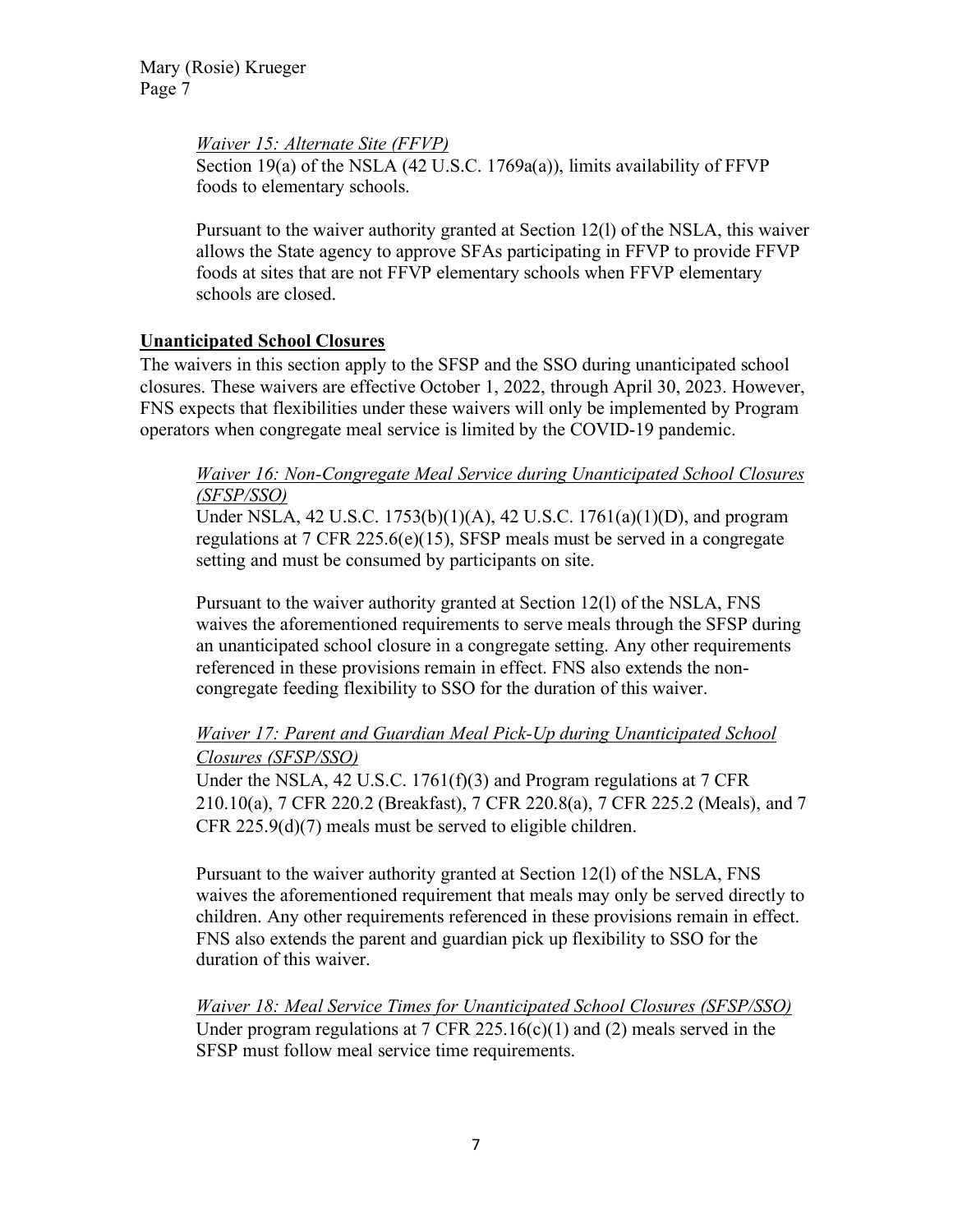*Waiver 15: Alternate Site (FFVP)*

Section 19(a) of the NSLA (42 U.S.C. 1769a(a)), limits availability of FFVP foods to elementary schools.

Pursuant to the waiver authority granted at Section 12(l) of the NSLA, this waiver allows the State agency to approve SFAs participating in FFVP to provide FFVP foods at sites that are not FFVP elementary schools when FFVP elementary schools are closed.

**Unanticipated School Closures**

The waivers in this section apply to the SFSP and the SSO during unanticipated school closures. These waivers are effective October 1, 2022, through April 30, 2023. However, FNS expects that flexibilities under these waivers will only be implemented by Program operators when congregate meal service is limited by the COVID-19 pandemic.

*Waiver 16: Non-Congregate Meal Service during Unanticipated School Closures (SFSP/SSO)*

Under NSLA, 42 U.S.C. 1753(b)(1)(A), 42 U.S.C. 1761(a)(1)(D), and program regulations at 7 CFR 225.6(e)(15), SFSP meals must be served in a congregate setting and must be consumed by participants on site.

Pursuant to the waiver authority granted at Section 12(l) of the NSLA, FNS waives the aforementioned requirements to serve meals through the SFSP during an unanticipated school closure in a congregate setting. Any other requirements referenced in these provisions remain in effect. FNS also extends the non-congregate feeding flexibility to SSO for the duration of this waiver.

*Waiver 17: Parent and Guardian Meal Pick-Up during Unanticipated School Closures (SFSP/SSO)*

Under the NSLA, 42 U.S.C. 1761(f)(3) and Program regulations at 7 CFR 210.10(a), 7 CFR 220.2 (Breakfast), 7 CFR 220.8(a), 7 CFR 225.2 (Meals), and 7 CFR 225.9(d)(7) meals must be served to eligible children.

Pursuant to the waiver authority granted at Section 12(l) of the NSLA, FNS waives the aforementioned requirement that meals may only be served directly to children. Any other requirements referenced in these provisions remain in effect. FNS also extends the parent and guardian pick up flexibility to SSO for the duration of this waiver.

*Waiver 18: Meal Service Times for Unanticipated School Closures (SFSP/SSO)*

Under program regulations at 7 CFR 225.16(c)(1) and (2) meals served in the SFSP must follow meal service time requirements.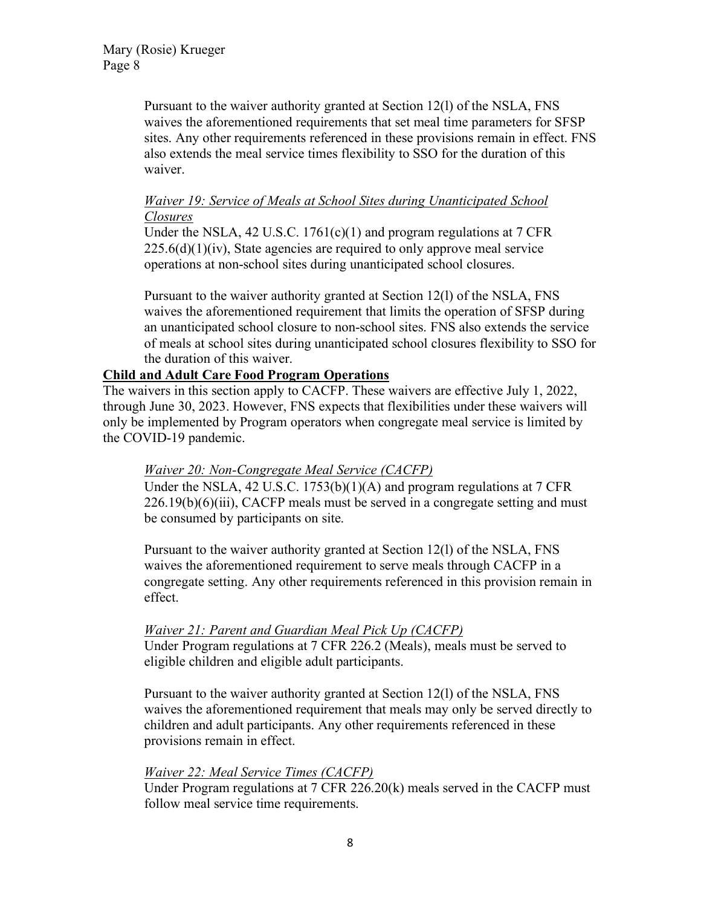Pursuant to the waiver authority granted at Section 12(l) of the NSLA, FNS waives the aforementioned requirements that set meal time parameters for SFSP sites. Any other requirements referenced in these provisions remain in effect. FNS also extends the meal service times flexibility to SSO for the duration of this waiver.

*Waiver 19: Service of Meals at School Sites during Unanticipated School Closures*

Under the NSLA, 42 U.S.C. 1761(c)(1) and program regulations at 7 CFR 225.6(d)(1)(iv), State agencies are required to only approve meal service operations at non-school sites during unanticipated school closures.

Pursuant to the waiver authority granted at Section 12(l) of the NSLA, FNS waives the aforementioned requirement that limits the operation of SFSP during an unanticipated school closure to non-school sites. FNS also extends the service of meals at school sites during unanticipated school closures flexibility to SSO for the duration of this waiver.

**Child and Adult Care Food Program Operations**

The waivers in this section apply to CACFP. These waivers are effective July 1, 2022, through June 30, 2023. However, FNS expects that flexibilities under these waivers will only be implemented by Program operators when congregate meal service is limited by the COVID-19 pandemic.

*Waiver 20: Non-Congregate Meal Service (CACFP)*

Under the NSLA, 42 U.S.C. 1753(b)(1)(A) and program regulations at 7 CFR 226.19(b)(6)(iii), CACFP meals must be served in a congregate setting and must be consumed by participants on site.

Pursuant to the waiver authority granted at Section 12(l) of the NSLA, FNS waives the aforementioned requirement to serve meals through CACFP in a congregate setting. Any other requirements referenced in this provision remain in effect.

*Waiver 21: Parent and Guardian Meal Pick Up (CACFP)*

Under Program regulations at 7 CFR 226.2 (Meals), meals must be served to eligible children and eligible adult participants.

Pursuant to the waiver authority granted at Section 12(l) of the NSLA, FNS waives the aforementioned requirement that meals may only be served directly to children and adult participants. Any other requirements referenced in these provisions remain in effect.

*Waiver 22: Meal Service Times (CACFP)*

Under Program regulations at 7 CFR 226.20(k) meals served in the CACFP must follow meal service time requirements.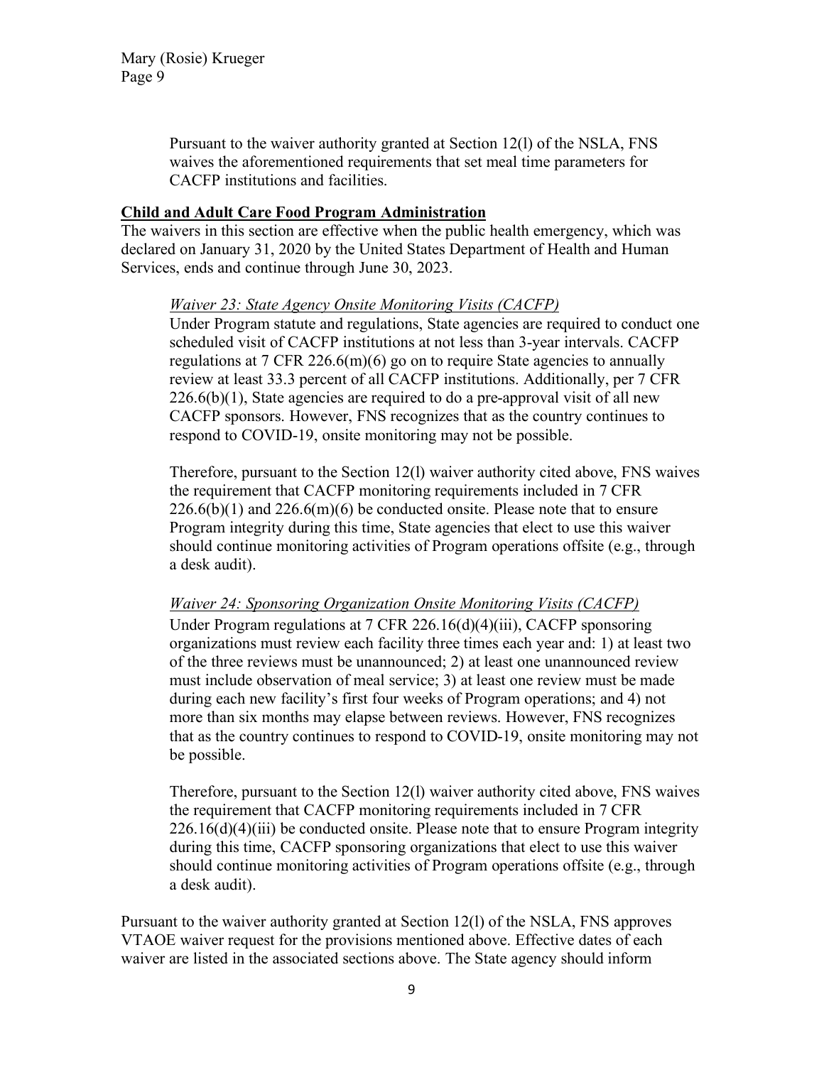Pursuant to the waiver authority granted at Section 12(l) of the NSLA, FNS waives the aforementioned requirements that set meal time parameters for CACFP institutions and facilities.

**Child and Adult Care Food Program Administration**

The waivers in this section are effective when the public health emergency, which was declared on January 31, 2020 by the United States Department of Health and Human Services, ends and continue through June 30, 2023.

*Waiver 23: State Agency Onsite Monitoring Visits (CACFP)*

Under Program statute and regulations, State agencies are required to conduct one scheduled visit of CACFP institutions at not less than 3-year intervals. CACFP regulations at 7 CFR 226.6(m)(6) go on to require State agencies to annually review at least 33.3 percent of all CACFP institutions. Additionally, per 7 CFR 226.6(b)(1), State agencies are required to do a pre-approval visit of all new CACFP sponsors. However, FNS recognizes that as the country continues to respond to COVID-19, onsite monitoring may not be possible.

Therefore, pursuant to the Section 12(l) waiver authority cited above, FNS waives the requirement that CACFP monitoring requirements included in 7 CFR 226.6(b)(1) and 226.6(m)(6) be conducted onsite. Please note that to ensure Program integrity during this time, State agencies that elect to use this waiver should continue monitoring activities of Program operations offsite (e.g., through a desk audit).

*Waiver 24: Sponsoring Organization Onsite Monitoring Visits (CACFP)*

Under Program regulations at 7 CFR 226.16(d)(4)(iii), CACFP sponsoring organizations must review each facility three times each year and: 1) at least two of the three reviews must be unannounced; 2) at least one unannounced review must include observation of meal service; 3) at least one review must be made during each new facility's first four weeks of Program operations; and 4) not more than six months may elapse between reviews. However, FNS recognizes that as the country continues to respond to COVID-19, onsite monitoring may not be possible.

Therefore, pursuant to the Section 12(l) waiver authority cited above, FNS waives the requirement that CACFP monitoring requirements included in 7 CFR 226.16(d)(4)(iii) be conducted onsite. Please note that to ensure Program integrity during this time, CACFP sponsoring organizations that elect to use this waiver should continue monitoring activities of Program operations offsite (e.g., through a desk audit).

Pursuant to the waiver authority granted at Section 12(l) of the NSLA, FNS approves VTAOE waiver request for the provisions mentioned above. Effective dates of each waiver are listed in the associated sections above. The State agency should inform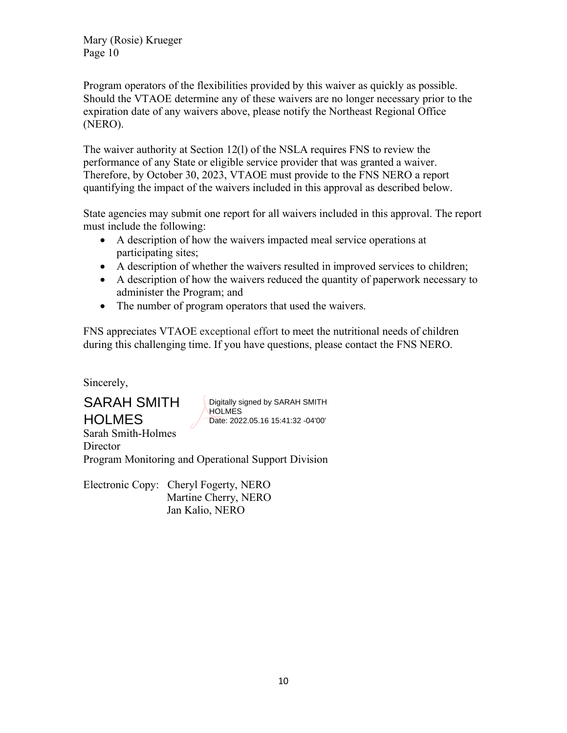Program operators of the flexibilities provided by this waiver as quickly as possible. Should the VTAOE determine any of these waivers are no longer necessary prior to the expiration date of any waivers above, please notify the Northeast Regional Office (NERO).

The waiver authority at Section 12(l) of the NSLA requires FNS to review the performance of any State or eligible service provider that was granted a waiver. Therefore, by October 30, 2023, VTAOE must provide to the FNS NERO a report quantifying the impact of the waivers included in this approval as described below.

State agencies may submit one report for all waivers included in this approval. The report must include the following:

- A description of how the waivers impacted meal service operations at participating sites;
- A description of whether the waivers resulted in improved services to children;
- A description of how the waivers reduced the quantity of paperwork necessary to administer the Program; and
- The number of program operators that used the waivers.

FNS appreciates VTAOE exceptional effort to meet the nutritional needs of children during this challenging time. If you have questions, please contact the FNS NERO.

Sincerely,

SARAH SMITH HOLMES

Digitally signed by SARAH SMITH HOLMES
Date: 2022.05.16 15:41:32 -04'00'

Sarah Smith-Holmes
Director
Program Monitoring and Operational Support Division

Electronic Copy: Cheryl Fogerty, NERO
Martine Cherry, NERO
Jan Kalio, NERO